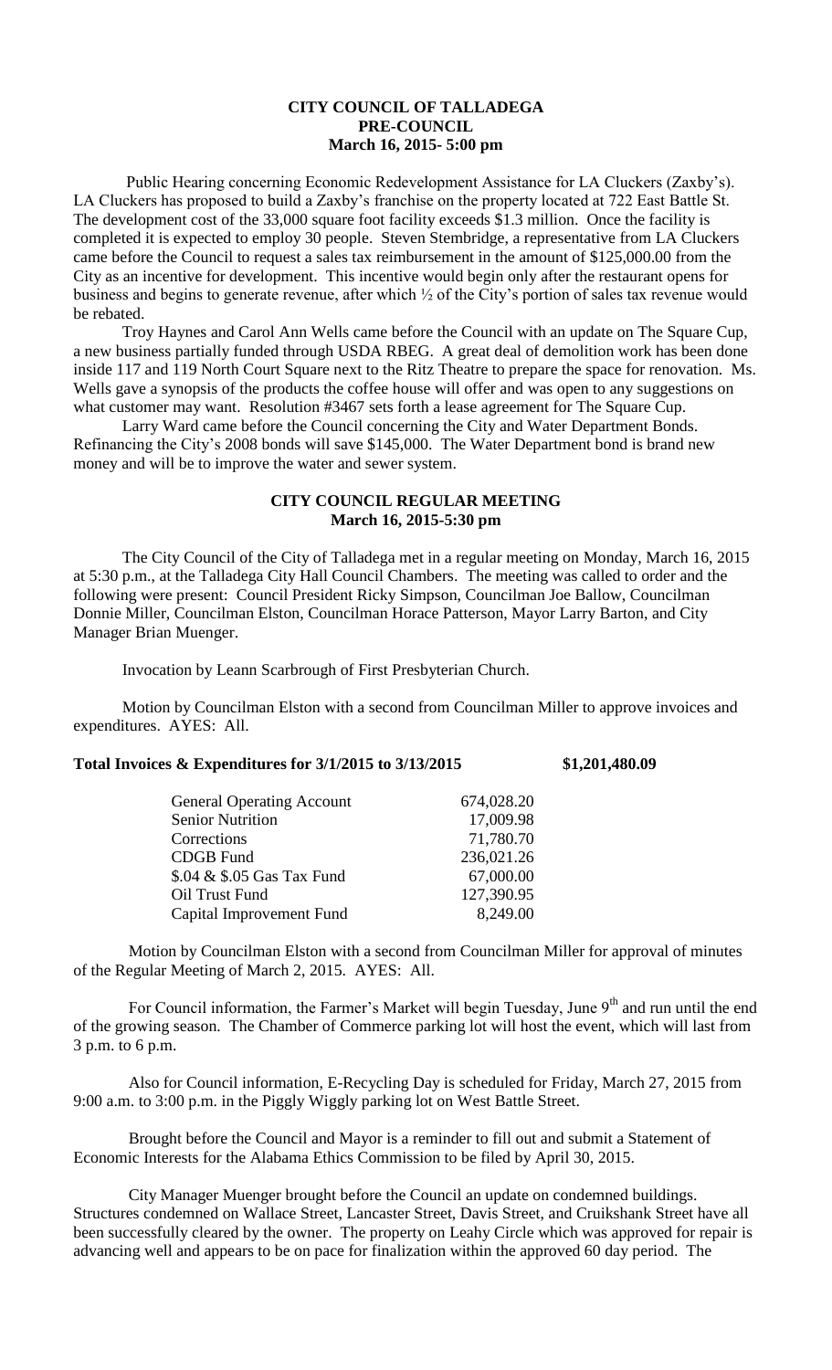**CITY COUNCIL OF TALLADEGA**
**PRE-COUNCIL**
**March 16, 2015- 5:00 pm**

Public Hearing concerning Economic Redevelopment Assistance for LA Cluckers (Zaxby's). LA Cluckers has proposed to build a Zaxby's franchise on the property located at 722 East Battle St. The development cost of the 33,000 square foot facility exceeds $1.3 million. Once the facility is completed it is expected to employ 30 people. Steven Stembridge, a representative from LA Cluckers came before the Council to request a sales tax reimbursement in the amount of $125,000.00 from the City as an incentive for development. This incentive would begin only after the restaurant opens for business and begins to generate revenue, after which ½ of the City's portion of sales tax revenue would be rebated.

Troy Haynes and Carol Ann Wells came before the Council with an update on The Square Cup, a new business partially funded through USDA RBEG. A great deal of demolition work has been done inside 117 and 119 North Court Square next to the Ritz Theatre to prepare the space for renovation. Ms. Wells gave a synopsis of the products the coffee house will offer and was open to any suggestions on what customer may want. Resolution #3467 sets forth a lease agreement for The Square Cup.

Larry Ward came before the Council concerning the City and Water Department Bonds. Refinancing the City's 2008 bonds will save $145,000. The Water Department bond is brand new money and will be to improve the water and sewer system.

**CITY COUNCIL REGULAR MEETING**
**March 16, 2015-5:30 pm**

The City Council of the City of Talladega met in a regular meeting on Monday, March 16, 2015 at 5:30 p.m., at the Talladega City Hall Council Chambers. The meeting was called to order and the following were present: Council President Ricky Simpson, Councilman Joe Ballow, Councilman Donnie Miller, Councilman Elston, Councilman Horace Patterson, Mayor Larry Barton, and City Manager Brian Muenger.

Invocation by Leann Scarbrough of First Presbyterian Church.

Motion by Councilman Elston with a second from Councilman Miller to approve invoices and expenditures. AYES: All.

**Total Invoices & Expenditures for 3/1/2015 to 3/13/2015 $1,201,480.09**

| | |
|---|---|
| General Operating Account | 674,028.20 |
| Senior Nutrition | 17,009.98 |
| Corrections | 71,780.70 |
| CDGB Fund | 236,021.26 |
| $.04 & $.05 Gas Tax Fund | 67,000.00 |
| Oil Trust Fund | 127,390.95 |
| Capital Improvement Fund | 8,249.00 |

Motion by Councilman Elston with a second from Councilman Miller for approval of minutes of the Regular Meeting of March 2, 2015. AYES: All.

For Council information, the Farmer's Market will begin Tuesday, June 9th and run until the end of the growing season. The Chamber of Commerce parking lot will host the event, which will last from 3 p.m. to 6 p.m.

Also for Council information, E-Recycling Day is scheduled for Friday, March 27, 2015 from 9:00 a.m. to 3:00 p.m. in the Piggly Wiggly parking lot on West Battle Street.

Brought before the Council and Mayor is a reminder to fill out and submit a Statement of Economic Interests for the Alabama Ethics Commission to be filed by April 30, 2015.

City Manager Muenger brought before the Council an update on condemned buildings. Structures condemned on Wallace Street, Lancaster Street, Davis Street, and Cruikshank Street have all been successfully cleared by the owner. The property on Leahy Circle which was approved for repair is advancing well and appears to be on pace for finalization within the approved 60 day period. The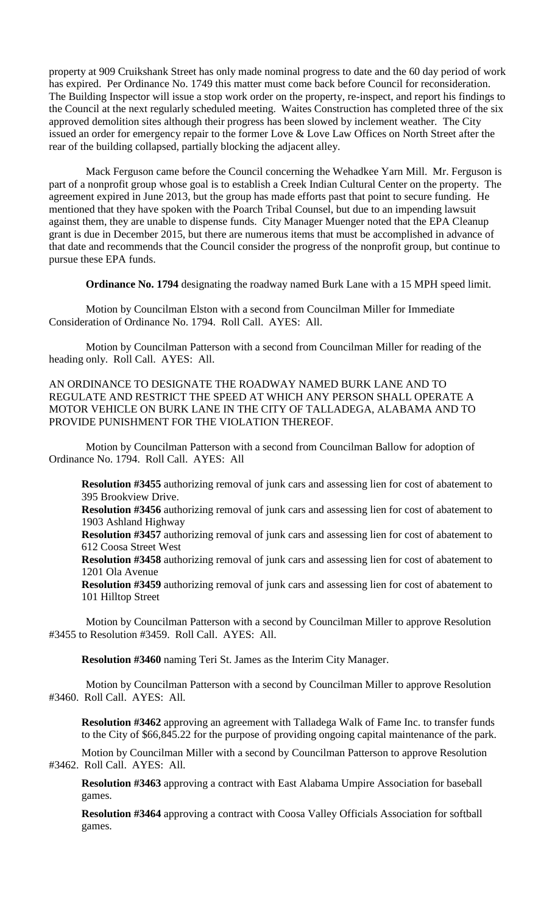property at 909 Cruikshank Street has only made nominal progress to date and the 60 day period of work has expired. Per Ordinance No. 1749 this matter must come back before Council for reconsideration. The Building Inspector will issue a stop work order on the property, re-inspect, and report his findings to the Council at the next regularly scheduled meeting. Waites Construction has completed three of the six approved demolition sites although their progress has been slowed by inclement weather. The City issued an order for emergency repair to the former Love & Love Law Offices on North Street after the rear of the building collapsed, partially blocking the adjacent alley.

Mack Ferguson came before the Council concerning the Wehadkee Yarn Mill. Mr. Ferguson is part of a nonprofit group whose goal is to establish a Creek Indian Cultural Center on the property. The agreement expired in June 2013, but the group has made efforts past that point to secure funding. He mentioned that they have spoken with the Poarch Tribal Counsel, but due to an impending lawsuit against them, they are unable to dispense funds. City Manager Muenger noted that the EPA Cleanup grant is due in December 2015, but there are numerous items that must be accomplished in advance of that date and recommends that the Council consider the progress of the nonprofit group, but continue to pursue these EPA funds.

**Ordinance No. 1794** designating the roadway named Burk Lane with a 15 MPH speed limit.

Motion by Councilman Elston with a second from Councilman Miller for Immediate Consideration of Ordinance No. 1794. Roll Call. AYES: All.

Motion by Councilman Patterson with a second from Councilman Miller for reading of the heading only. Roll Call. AYES: All.

AN ORDINANCE TO DESIGNATE THE ROADWAY NAMED BURK LANE AND TO REGULATE AND RESTRICT THE SPEED AT WHICH ANY PERSON SHALL OPERATE A MOTOR VEHICLE ON BURK LANE IN THE CITY OF TALLADEGA, ALABAMA AND TO PROVIDE PUNISHMENT FOR THE VIOLATION THEREOF.

Motion by Councilman Patterson with a second from Councilman Ballow for adoption of Ordinance No. 1794. Roll Call. AYES: All

**Resolution #3455** authorizing removal of junk cars and assessing lien for cost of abatement to 395 Brookview Drive.
**Resolution #3456** authorizing removal of junk cars and assessing lien for cost of abatement to 1903 Ashland Highway
**Resolution #3457** authorizing removal of junk cars and assessing lien for cost of abatement to 612 Coosa Street West
**Resolution #3458** authorizing removal of junk cars and assessing lien for cost of abatement to 1201 Ola Avenue
**Resolution #3459** authorizing removal of junk cars and assessing lien for cost of abatement to 101 Hilltop Street

Motion by Councilman Patterson with a second by Councilman Miller to approve Resolution #3455 to Resolution #3459. Roll Call. AYES: All.

**Resolution #3460** naming Teri St. James as the Interim City Manager.

Motion by Councilman Patterson with a second by Councilman Miller to approve Resolution #3460. Roll Call. AYES: All.

**Resolution #3462** approving an agreement with Talladega Walk of Fame Inc. to transfer funds to the City of $66,845.22 for the purpose of providing ongoing capital maintenance of the park.

Motion by Councilman Miller with a second by Councilman Patterson to approve Resolution #3462. Roll Call. AYES: All.

**Resolution #3463** approving a contract with East Alabama Umpire Association for baseball games.

**Resolution #3464** approving a contract with Coosa Valley Officials Association for softball games.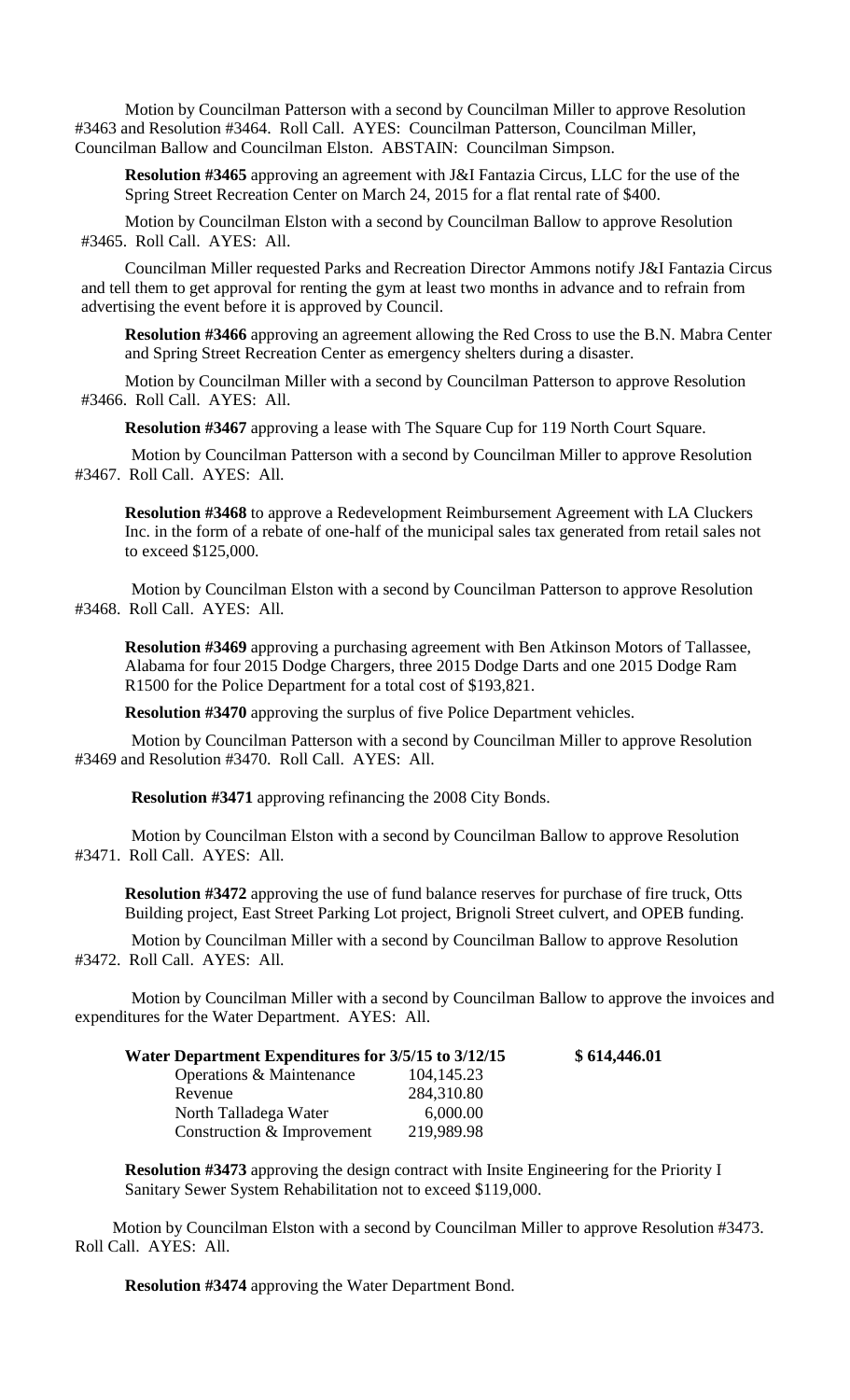Motion by Councilman Patterson with a second by Councilman Miller to approve Resolution #3463 and Resolution #3464. Roll Call. AYES: Councilman Patterson, Councilman Miller, Councilman Ballow and Councilman Elston. ABSTAIN: Councilman Simpson.

**Resolution #3465** approving an agreement with J&I Fantazia Circus, LLC for the use of the Spring Street Recreation Center on March 24, 2015 for a flat rental rate of $400.

Motion by Councilman Elston with a second by Councilman Ballow to approve Resolution #3465. Roll Call. AYES: All.

Councilman Miller requested Parks and Recreation Director Ammons notify J&I Fantazia Circus and tell them to get approval for renting the gym at least two months in advance and to refrain from advertising the event before it is approved by Council.

**Resolution #3466** approving an agreement allowing the Red Cross to use the B.N. Mabra Center and Spring Street Recreation Center as emergency shelters during a disaster.

Motion by Councilman Miller with a second by Councilman Patterson to approve Resolution #3466. Roll Call. AYES: All.

**Resolution #3467** approving a lease with The Square Cup for 119 North Court Square.

Motion by Councilman Patterson with a second by Councilman Miller to approve Resolution #3467. Roll Call. AYES: All.

**Resolution #3468** to approve a Redevelopment Reimbursement Agreement with LA Cluckers Inc. in the form of a rebate of one-half of the municipal sales tax generated from retail sales not to exceed $125,000.

Motion by Councilman Elston with a second by Councilman Patterson to approve Resolution #3468. Roll Call. AYES: All.

**Resolution #3469** approving a purchasing agreement with Ben Atkinson Motors of Tallassee, Alabama for four 2015 Dodge Chargers, three 2015 Dodge Darts and one 2015 Dodge Ram R1500 for the Police Department for a total cost of $193,821.

**Resolution #3470** approving the surplus of five Police Department vehicles.

Motion by Councilman Patterson with a second by Councilman Miller to approve Resolution #3469 and Resolution #3470. Roll Call. AYES: All.

**Resolution #3471** approving refinancing the 2008 City Bonds.

Motion by Councilman Elston with a second by Councilman Ballow to approve Resolution #3471. Roll Call. AYES: All.

**Resolution #3472** approving the use of fund balance reserves for purchase of fire truck, Otts Building project, East Street Parking Lot project, Brignoli Street culvert, and OPEB funding.

Motion by Councilman Miller with a second by Councilman Ballow to approve Resolution #3472. Roll Call. AYES: All.

Motion by Councilman Miller with a second by Councilman Ballow to approve the invoices and expenditures for the Water Department. AYES: All.

| **Water Department Expenditures for 3/5/15 to 3/12/15** | | **$ 614,446.01** |
|---|---|---|
| Operations & Maintenance | 104,145.23 | |
| Revenue | 284,310.80 | |
| North Talladega Water | 6,000.00 | |
| Construction & Improvement | 219,989.98 | |

**Resolution #3473** approving the design contract with Insite Engineering for the Priority I Sanitary Sewer System Rehabilitation not to exceed $119,000.

Motion by Councilman Elston with a second by Councilman Miller to approve Resolution #3473. Roll Call. AYES: All.

**Resolution #3474** approving the Water Department Bond.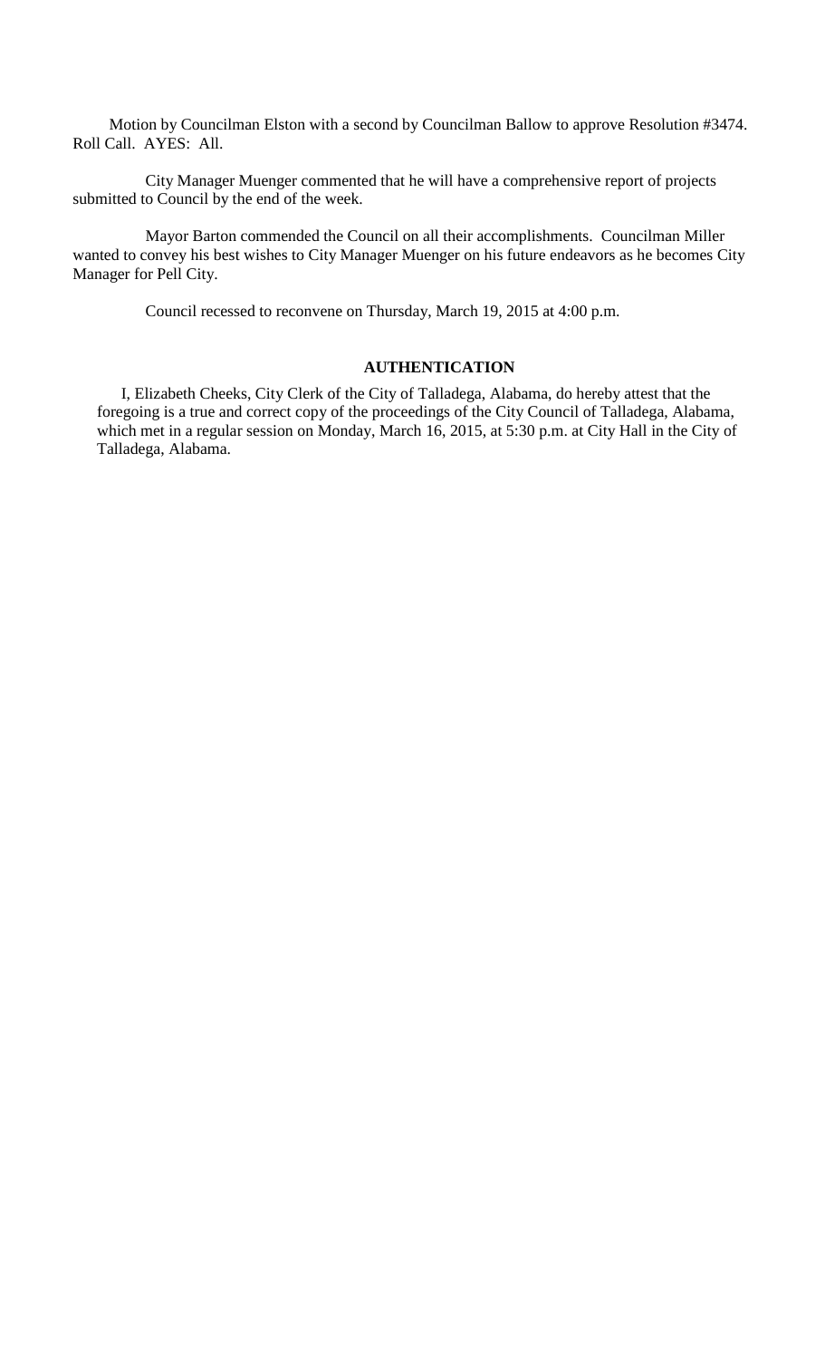Motion by Councilman Elston with a second by Councilman Ballow to approve Resolution #3474. Roll Call. AYES: All.

City Manager Muenger commented that he will have a comprehensive report of projects submitted to Council by the end of the week.

Mayor Barton commended the Council on all their accomplishments. Councilman Miller wanted to convey his best wishes to City Manager Muenger on his future endeavors as he becomes City Manager for Pell City.

Council recessed to reconvene on Thursday, March 19, 2015 at 4:00 p.m.

**AUTHENTICATION**

I, Elizabeth Cheeks, City Clerk of the City of Talladega, Alabama, do hereby attest that the foregoing is a true and correct copy of the proceedings of the City Council of Talladega, Alabama, which met in a regular session on Monday, March 16, 2015, at 5:30 p.m. at City Hall in the City of Talladega, Alabama.